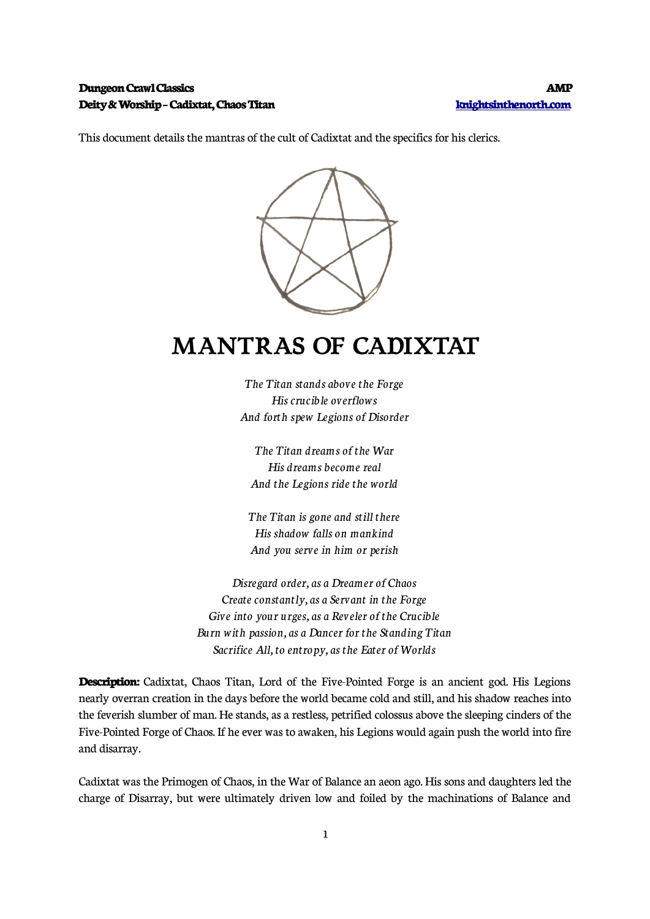**Dungeon Crawl Classics** **AMP**
**Deity & Worship – Cadixtat, Chaos Titan** [knightsinthenorth.com](http://knightsinthenorth.com)

This document details the mantras of the cult of Cadixtat and the specifics for his clerics.

# MANTRAS OF CADIXTAT

*The Titan stands above the Forge*
*His crucible overflows*
*And forth spew Legions of Disorder*

*The Titan dreams of the War*
*His dreams become real*
*And the Legions ride the world*

*The Titan is gone and still there*
*His shadow falls on mankind*
*And you serve in him or perish*

*Disregard order, as a Dreamer of Chaos*
*Create constantly, as a Servant in the Forge*
*Give into your urges, as a Reveler of the Crucible*
*Burn with passion, as a Dancer for the Standing Titan*
*Sacrifice All, to entropy, as the Eater of Worlds*

**Description:** Cadixtat, Chaos Titan, Lord of the Five-Pointed Forge is an ancient god. His Legions nearly overran creation in the days before the world became cold and still, and his shadow reaches into the feverish slumber of man. He stands, as a restless, petrified colossus above the sleeping cinders of the Five-Pointed Forge of Chaos. If he ever was to awaken, his Legions would again push the world into fire and disarray.

Cadixtat was the Primogen of Chaos, in the War of Balance an aeon ago. His sons and daughters led the charge of Disarray, but were ultimately driven low and foiled by the machinations of Balance and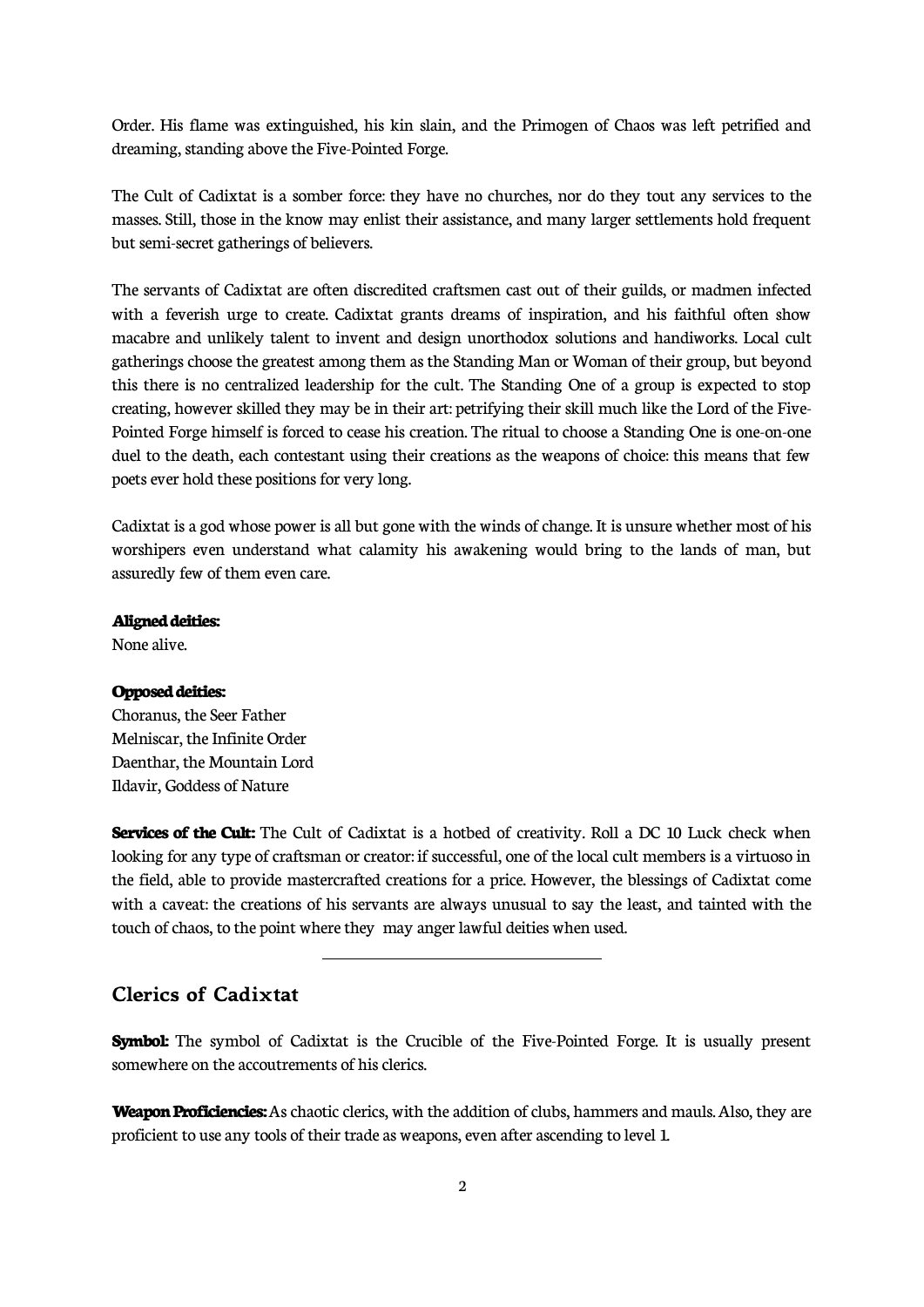Order. His flame was extinguished, his kin slain, and the Primogen of Chaos was left petrified and dreaming, standing above the Five-Pointed Forge.

The Cult of Cadixtat is a somber force: they have no churches, nor do they tout any services to the masses. Still, those in the know may enlist their assistance, and many larger settlements hold frequent but semi-secret gatherings of believers.

The servants of Cadixtat are often discredited craftsmen cast out of their guilds, or madmen infected with a feverish urge to create. Cadixtat grants dreams of inspiration, and his faithful often show macabre and unlikely talent to invent and design unorthodox solutions and handiworks. Local cult gatherings choose the greatest among them as the Standing Man or Woman of their group, but beyond this there is no centralized leadership for the cult. The Standing One of a group is expected to stop creating, however skilled they may be in their art: petrifying their skill much like the Lord of the Five-Pointed Forge himself is forced to cease his creation. The ritual to choose a Standing One is one-on-one duel to the death, each contestant using their creations as the weapons of choice: this means that few poets ever hold these positions for very long.

Cadixtat is a god whose power is all but gone with the winds of change. It is unsure whether most of his worshipers even understand what calamity his awakening would bring to the lands of man, but assuredly few of them even care.

**Aligned deities:**
None alive.

**Opposed deities:**
Choranus, the Seer Father
Melniscar, the Infinite Order
Daenthar, the Mountain Lord
Ildavir, Goddess of Nature

**Services of the Cult:** The Cult of Cadixtat is a hotbed of creativity. Roll a DC 10 Luck check when looking for any type of craftsman or creator: if successful, one of the local cult members is a virtuoso in the field, able to provide mastercrafted creations for a price. However, the blessings of Cadixtat come with a caveat: the creations of his servants are always unusual to say the least, and tainted with the touch of chaos, to the point where they may anger lawful deities when used.

---

## Clerics of Cadixtat

**Symbol:** The symbol of Cadixtat is the Crucible of the Five-Pointed Forge. It is usually present somewhere on the accoutrements of his clerics.

**Weapon Proficiencies:** As chaotic clerics, with the addition of clubs, hammers and mauls. Also, they are proficient to use any tools of their trade as weapons, even after ascending to level 1.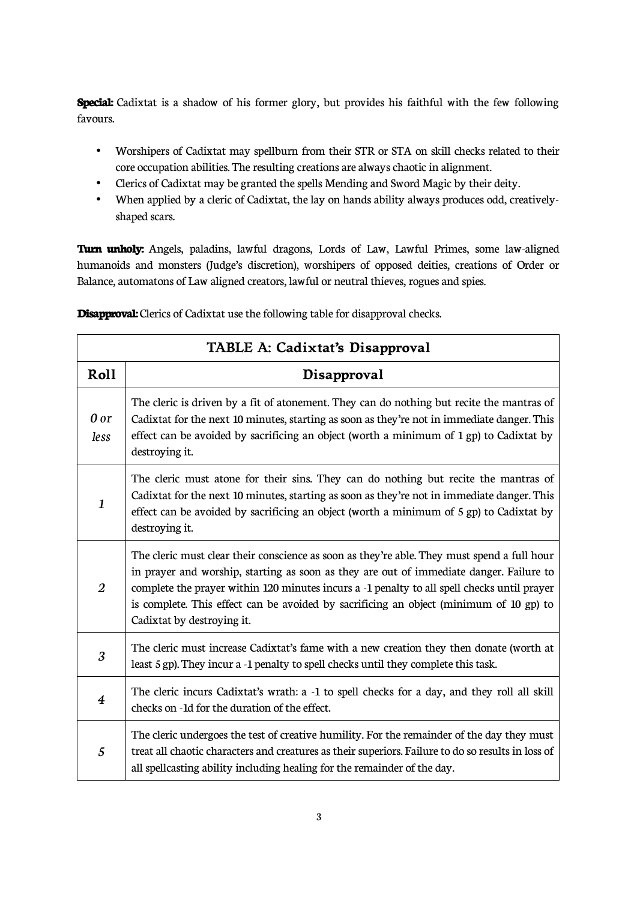**Special:** Cadixtat is a shadow of his former glory, but provides his faithful with the few following favours.

- Worshipers of Cadixtat may spellburn from their STR or STA on skill checks related to their core occupation abilities. The resulting creations are always chaotic in alignment.
- Clerics of Cadixtat may be granted the spells Mending and Sword Magic by their deity.
- When applied by a cleric of Cadixtat, the lay on hands ability always produces odd, creatively-shaped scars.

**Turn unholy:** Angels, paladins, lawful dragons, Lords of Law, Lawful Primes, some law-aligned humanoids and monsters (Judge's discretion), worshipers of opposed deities, creations of Order or Balance, automatons of Law aligned creators, lawful or neutral thieves, rogues and spies.

**Disapproval:** Clerics of Cadixtat use the following table for disapproval checks.

| TABLE A: Cadixtat's Disapproval | |
|---|---|
| **Roll** | **Disapproval** |
| *0 or less* | The cleric is driven by a fit of atonement. They can do nothing but recite the mantras of Cadixtat for the next 10 minutes, starting as soon as they're not in immediate danger. This effect can be avoided by sacrificing an object (worth a minimum of 1 gp) to Cadixtat by destroying it. |
| *1* | The cleric must atone for their sins. They can do nothing but recite the mantras of Cadixtat for the next 10 minutes, starting as soon as they're not in immediate danger. This effect can be avoided by sacrificing an object (worth a minimum of 5 gp) to Cadixtat by destroying it. |
| *2* | The cleric must clear their conscience as soon as they're able. They must spend a full hour in prayer and worship, starting as soon as they are out of immediate danger. Failure to complete the prayer within 120 minutes incurs a -1 penalty to all spell checks until prayer is complete. This effect can be avoided by sacrificing an object (minimum of 10 gp) to Cadixtat by destroying it. |
| *3* | The cleric must increase Cadixtat's fame with a new creation they then donate (worth at least 5 gp). They incur a -1 penalty to spell checks until they complete this task. |
| *4* | The cleric incurs Cadixtat's wrath: a -1 to spell checks for a day, and they roll all skill checks on -1d for the duration of the effect. |
| *5* | The cleric undergoes the test of creative humility. For the remainder of the day they must treat all chaotic characters and creatures as their superiors. Failure to do so results in loss of all spellcasting ability including healing for the remainder of the day. |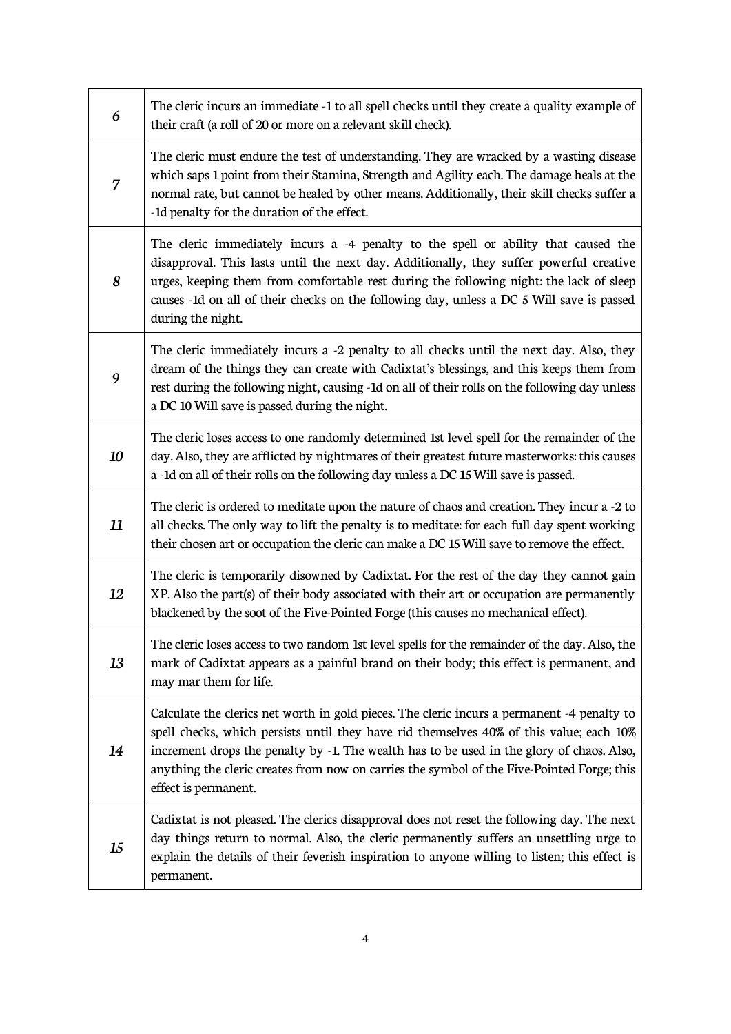| | |
|---|---|
| *6* | The cleric incurs an immediate -1 to all spell checks until they create a quality example of their craft (a roll of 20 or more on a relevant skill check). |
| *7* | The cleric must endure the test of understanding. They are wracked by a wasting disease which saps 1 point from their Stamina, Strength and Agility each. The damage heals at the normal rate, but cannot be healed by other means. Additionally, their skill checks suffer a -1d penalty for the duration of the effect. |
| *8* | The cleric immediately incurs a -4 penalty to the spell or ability that caused the disapproval. This lasts until the next day. Additionally, they suffer powerful creative urges, keeping them from comfortable rest during the following night: the lack of sleep causes -1d on all of their checks on the following day, unless a DC 5 Will save is passed during the night. |
| *9* | The cleric immediately incurs a -2 penalty to all checks until the next day. Also, they dream of the things they can create with Cadixtat's blessings, and this keeps them from rest during the following night, causing -1d on all of their rolls on the following day unless a DC 10 Will save is passed during the night. |
| *10* | The cleric loses access to one randomly determined 1st level spell for the remainder of the day. Also, they are afflicted by nightmares of their greatest future masterworks: this causes a -1d on all of their rolls on the following day unless a DC 15 Will save is passed. |
| *11* | The cleric is ordered to meditate upon the nature of chaos and creation. They incur a -2 to all checks. The only way to lift the penalty is to meditate: for each full day spent working their chosen art or occupation the cleric can make a DC 15 Will save to remove the effect. |
| *12* | The cleric is temporarily disowned by Cadixtat. For the rest of the day they cannot gain XP. Also the part(s) of their body associated with their art or occupation are permanently blackened by the soot of the Five-Pointed Forge (this causes no mechanical effect). |
| *13* | The cleric loses access to two random 1st level spells for the remainder of the day. Also, the mark of Cadixtat appears as a painful brand on their body; this effect is permanent, and may mar them for life. |
| *14* | Calculate the clerics net worth in gold pieces. The cleric incurs a permanent -4 penalty to spell checks, which persists until they have rid themselves 40% of this value; each 10% increment drops the penalty by -1. The wealth has to be used in the glory of chaos. Also, anything the cleric creates from now on carries the symbol of the Five-Pointed Forge; this effect is permanent. |
| *15* | Cadixtat is not pleased. The clerics disapproval does not reset the following day. The next day things return to normal. Also, the cleric permanently suffers an unsettling urge to explain the details of their feverish inspiration to anyone willing to listen; this effect is permanent. |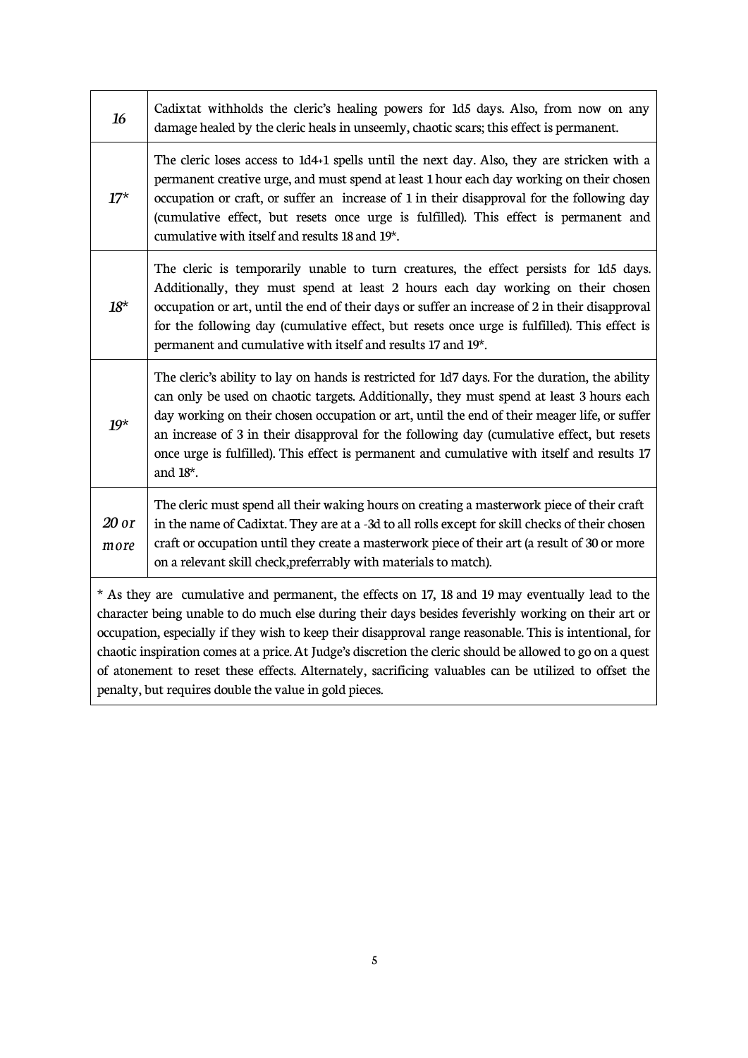| | |
|---|---|
| *16* | Cadixtat withholds the cleric's healing powers for 1d5 days. Also, from now on any damage healed by the cleric heals in unseemly, chaotic scars; this effect is permanent. |
| *17** | The cleric loses access to 1d4+1 spells until the next day. Also, they are stricken with a permanent creative urge, and must spend at least 1 hour each day working on their chosen occupation or craft, or suffer an increase of 1 in their disapproval for the following day (cumulative effect, but resets once urge is fulfilled). This effect is permanent and cumulative with itself and results 18 and 19*. |
| *18** | The cleric is temporarily unable to turn creatures, the effect persists for 1d5 days. Additionally, they must spend at least 2 hours each day working on their chosen occupation or art, until the end of their days or suffer an increase of 2 in their disapproval for the following day (cumulative effect, but resets once urge is fulfilled). This effect is permanent and cumulative with itself and results 17 and 19*. |
| *19** | The cleric's ability to lay on hands is restricted for 1d7 days. For the duration, the ability can only be used on chaotic targets. Additionally, they must spend at least 3 hours each day working on their chosen occupation or art, until the end of their meager life, or suffer an increase of 3 in their disapproval for the following day (cumulative effect, but resets once urge is fulfilled). This effect is permanent and cumulative with itself and results 17 and 18*. |
| *20 or more* | The cleric must spend all their waking hours on creating a masterwork piece of their craft in the name of Cadixtat. They are at a -3d to all rolls except for skill checks of their chosen craft or occupation until they create a masterwork piece of their art (a result of 30 or more on a relevant skill check,preferrably with materials to match). |

* As they are cumulative and permanent, the effects on 17, 18 and 19 may eventually lead to the character being unable to do much else during their days besides feverishly working on their art or occupation, especially if they wish to keep their disapproval range reasonable. This is intentional, for chaotic inspiration comes at a price. At Judge's discretion the cleric should be allowed to go on a quest of atonement to reset these effects. Alternately, sacrificing valuables can be utilized to offset the penalty, but requires double the value in gold pieces.